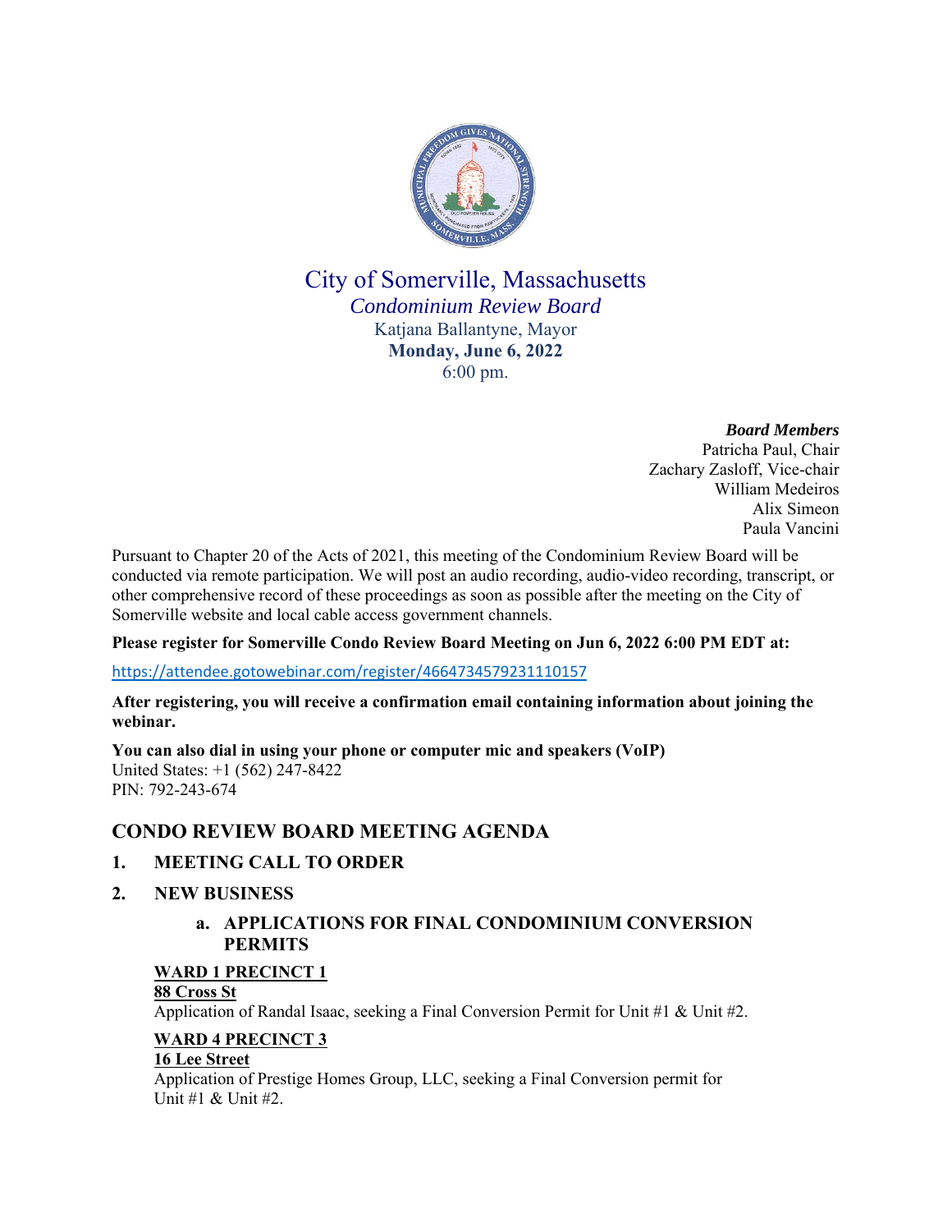# City of Somerville, Massachusetts

*Condominium Review Board*

Katjana Ballantyne, Mayor

**Monday, June 6, 2022**

6:00 pm.

***Board Members***

Patricha Paul, Chair
Zachary Zasloff, Vice-chair
William Medeiros
Alix Simeon
Paula Vancini

Pursuant to Chapter 20 of the Acts of 2021, this meeting of the Condominium Review Board will be conducted via remote participation. We will post an audio recording, audio-video recording, transcript, or other comprehensive record of these proceedings as soon as possible after the meeting on the City of Somerville website and local cable access government channels.

**Please register for Somerville Condo Review Board Meeting on Jun 6, 2022 6:00 PM EDT at:**

https://attendee.gotowebinar.com/register/4664734579231110157

**After registering, you will receive a confirmation email containing information about joining the webinar.**

**You can also dial in using your phone or computer mic and speakers (VoIP)**
United States: +1 (562) 247-8422
PIN: 792-243-674

## CONDO REVIEW BOARD MEETING AGENDA

### 1. MEETING CALL TO ORDER

### 2. NEW BUSINESS

#### a. APPLICATIONS FOR FINAL CONDOMINIUM CONVERSION PERMITS

**WARD 1 PRECINCT 1**
**88 Cross St**
Application of Randal Isaac, seeking a Final Conversion Permit for Unit #1 & Unit #2.

**WARD 4 PRECINCT 3**
**16 Lee Street**
Application of Prestige Homes Group, LLC, seeking a Final Conversion permit for Unit #1 & Unit #2.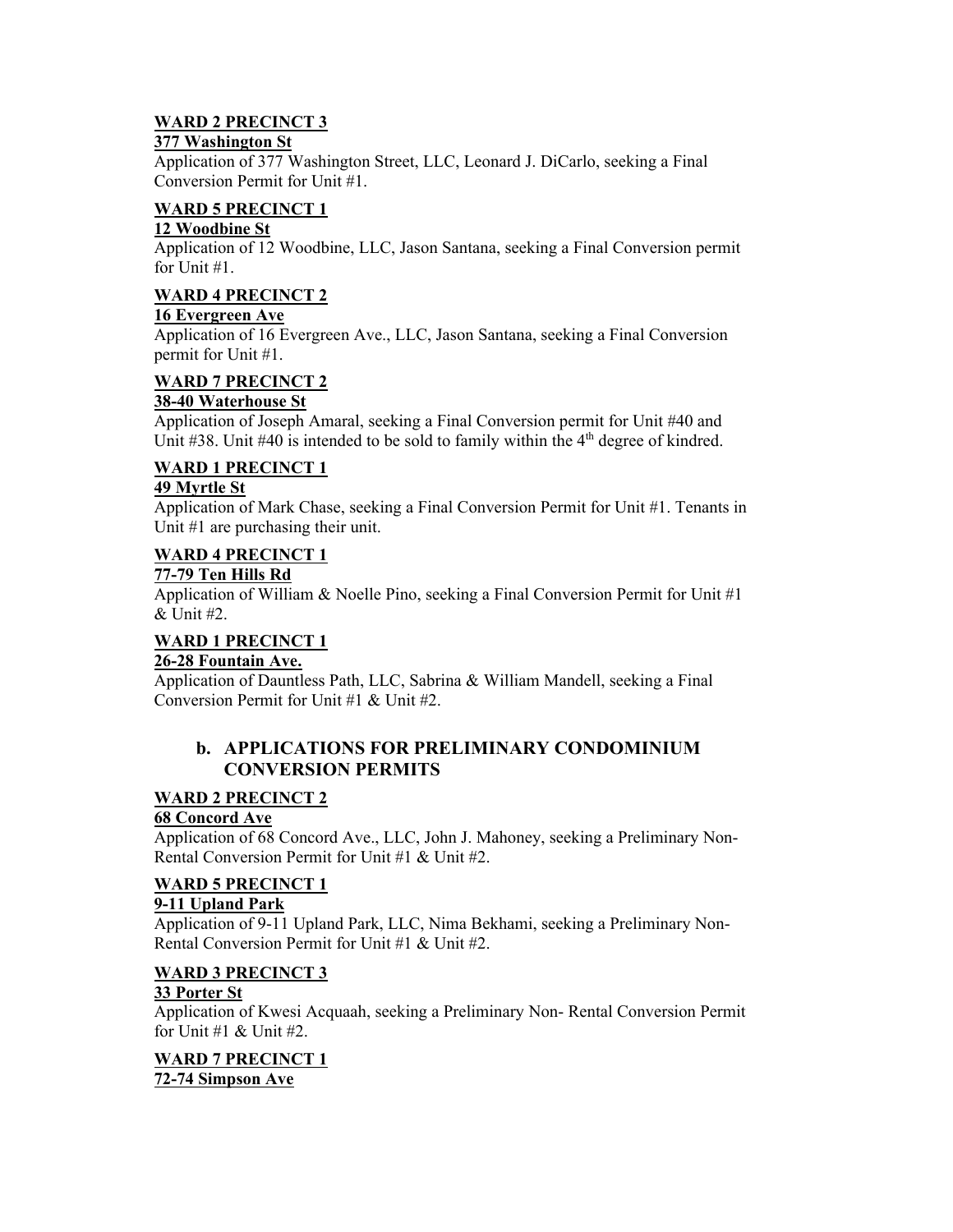**WARD 2 PRECINCT 3**

**377 Washington St**

Application of 377 Washington Street, LLC, Leonard J. DiCarlo, seeking a Final Conversion Permit for Unit #1.

**WARD 5 PRECINCT 1**

**12 Woodbine St**

Application of 12 Woodbine, LLC, Jason Santana, seeking a Final Conversion permit for Unit #1.

**WARD 4 PRECINCT 2**

**16 Evergreen Ave**

Application of 16 Evergreen Ave., LLC, Jason Santana, seeking a Final Conversion permit for Unit #1.

**WARD 7 PRECINCT 2**

**38-40 Waterhouse St**

Application of Joseph Amaral, seeking a Final Conversion permit for Unit #40 and Unit #38. Unit #40 is intended to be sold to family within the 4th degree of kindred.

**WARD 1 PRECINCT 1**

**49 Myrtle St**

Application of Mark Chase, seeking a Final Conversion Permit for Unit #1. Tenants in Unit #1 are purchasing their unit.

**WARD 4 PRECINCT 1**

**77-79 Ten Hills Rd**

Application of William & Noelle Pino, seeking a Final Conversion Permit for Unit #1 & Unit #2.

**WARD 1 PRECINCT 1**

**26-28 Fountain Ave.**

Application of Dauntless Path, LLC, Sabrina & William Mandell, seeking a Final Conversion Permit for Unit #1 & Unit #2.

## b. APPLICATIONS FOR PRELIMINARY CONDOMINIUM CONVERSION PERMITS

**WARD 2 PRECINCT 2**

**68 Concord Ave**

Application of 68 Concord Ave., LLC, John J. Mahoney, seeking a Preliminary Non-Rental Conversion Permit for Unit #1 & Unit #2.

**WARD 5 PRECINCT 1**

**9-11 Upland Park**

Application of 9-11 Upland Park, LLC, Nima Bekhami, seeking a Preliminary Non-Rental Conversion Permit for Unit #1 & Unit #2.

**WARD 3 PRECINCT 3**

**33 Porter St**

Application of Kwesi Acquaah, seeking a Preliminary Non- Rental Conversion Permit for Unit #1 & Unit #2.

**WARD 7 PRECINCT 1**

**72-74 Simpson Ave**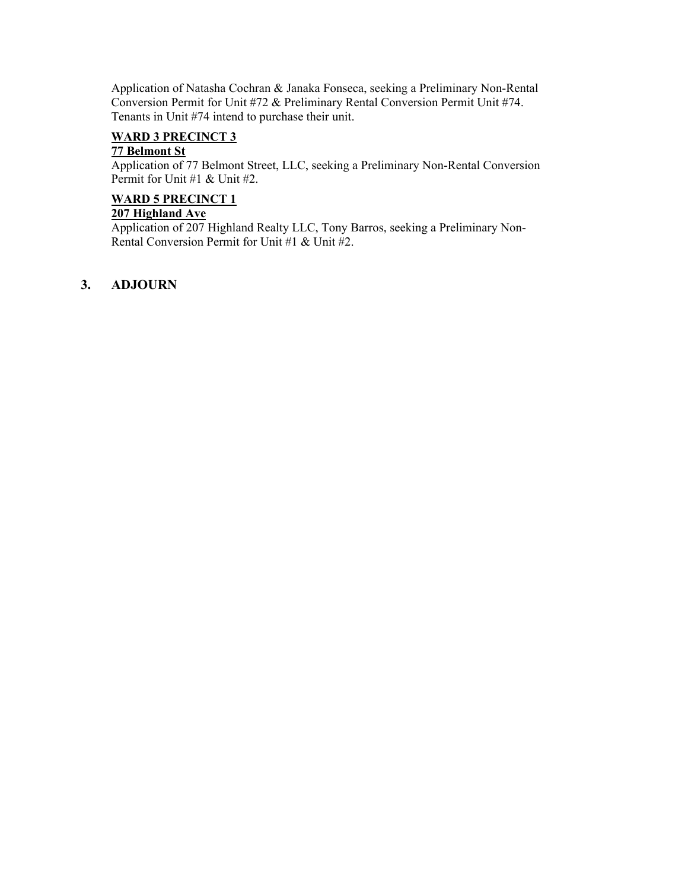Application of Natasha Cochran & Janaka Fonseca, seeking a Preliminary Non-Rental Conversion Permit for Unit #72 & Preliminary Rental Conversion Permit Unit #74. Tenants in Unit #74 intend to purchase their unit.

**WARD 3 PRECINCT 3**
**77 Belmont St**
Application of 77 Belmont Street, LLC, seeking a Preliminary Non-Rental Conversion Permit for Unit #1 & Unit #2.

**WARD 5 PRECINCT 1**
**207 Highland Ave**
Application of 207 Highland Realty LLC, Tony Barros, seeking a Preliminary Non-Rental Conversion Permit for Unit #1 & Unit #2.

## 3. ADJOURN